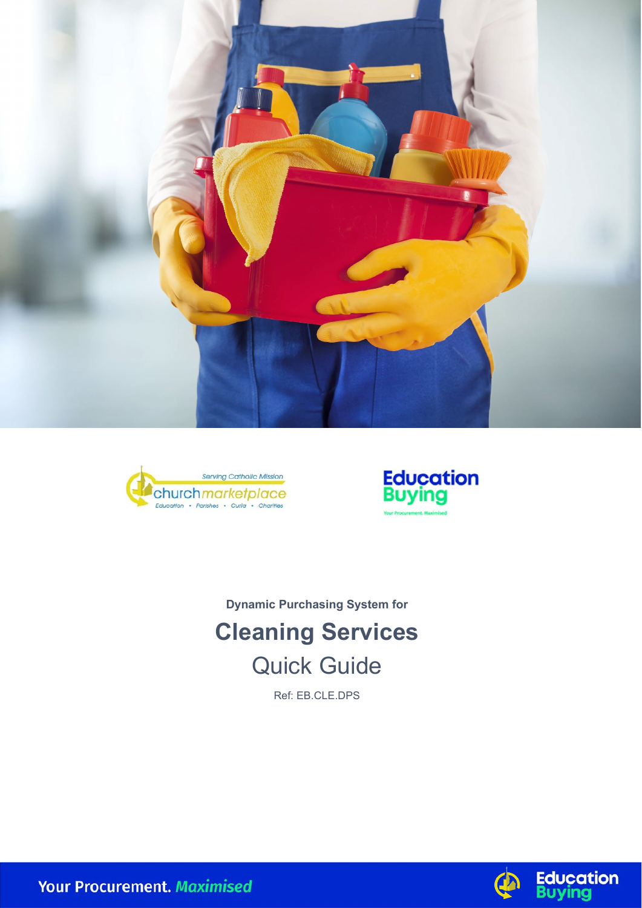Dynamic Purchasing System for

# Cleaning Services

## Quick Guide

Ref: EB.CLE.DPS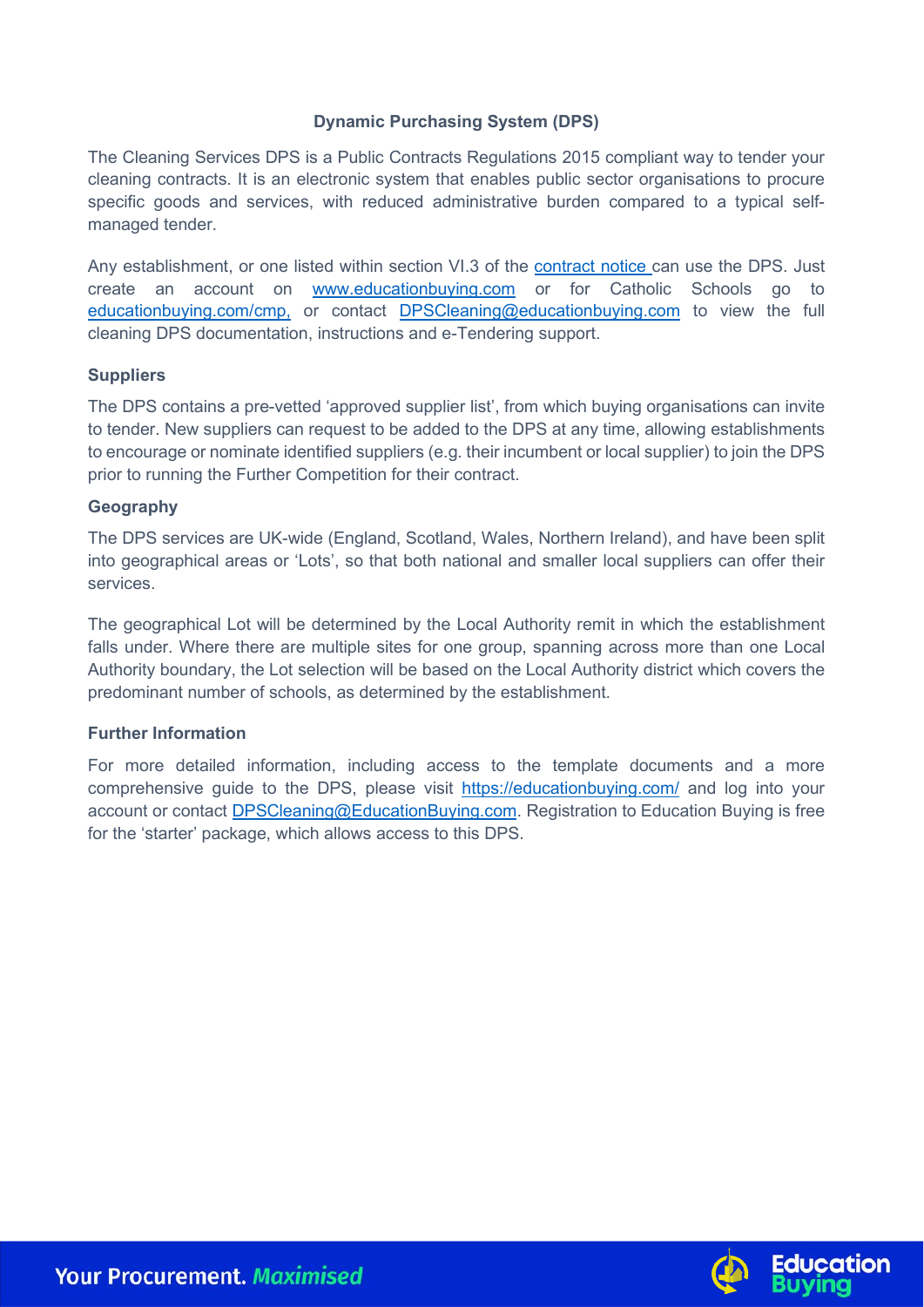## Dynamic Purchasing System (DPS)

The Cleaning Services DPS is a Public Contracts Regulations 2015 compliant way to tender your cleaning contracts. It is an electronic system that enables public sector organisations to procure specific goods and services, with reduced administrative burden compared to a typical self-managed tender.

Any establishment, or one listed within section VI.3 of the contract notice can use the DPS. Just create an account on www.educationbuying.com or for Catholic Schools go to educationbuying.com/cmp, or contact DPSCleaning@educationbuying.com to view the full cleaning DPS documentation, instructions and e-Tendering support.

### Suppliers

The DPS contains a pre-vetted 'approved supplier list', from which buying organisations can invite to tender. New suppliers can request to be added to the DPS at any time, allowing establishments to encourage or nominate identified suppliers (e.g. their incumbent or local supplier) to join the DPS prior to running the Further Competition for their contract.

### Geography

The DPS services are UK-wide (England, Scotland, Wales, Northern Ireland), and have been split into geographical areas or 'Lots', so that both national and smaller local suppliers can offer their services.

The geographical Lot will be determined by the Local Authority remit in which the establishment falls under. Where there are multiple sites for one group, spanning across more than one Local Authority boundary, the Lot selection will be based on the Local Authority district which covers the predominant number of schools, as determined by the establishment.

### Further Information

For more detailed information, including access to the template documents and a more comprehensive guide to the DPS, please visit https://educationbuying.com/ and log into your account or contact DPSCleaning@EducationBuying.com. Registration to Education Buying is free for the 'starter' package, which allows access to this DPS.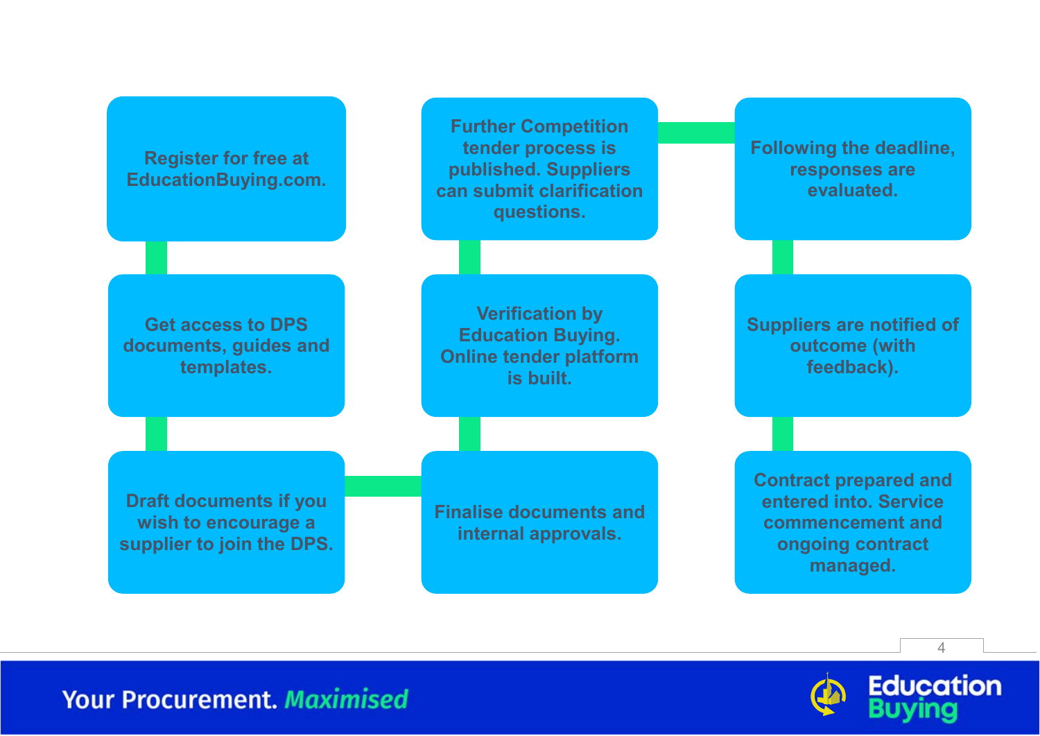Register for free at EducationBuying.com.

Get access to DPS documents, guides and templates.

Draft documents if you wish to encourage a supplier to join the DPS.

Finalise documents and internal approvals.

Verification by Education Buying. Online tender platform is built.

Further Competition tender process is published. Suppliers can submit clarification questions.

Following the deadline, responses are evaluated.

Suppliers are notified of outcome (with feedback).

Contract prepared and entered into. Service commencement and ongoing contract managed.